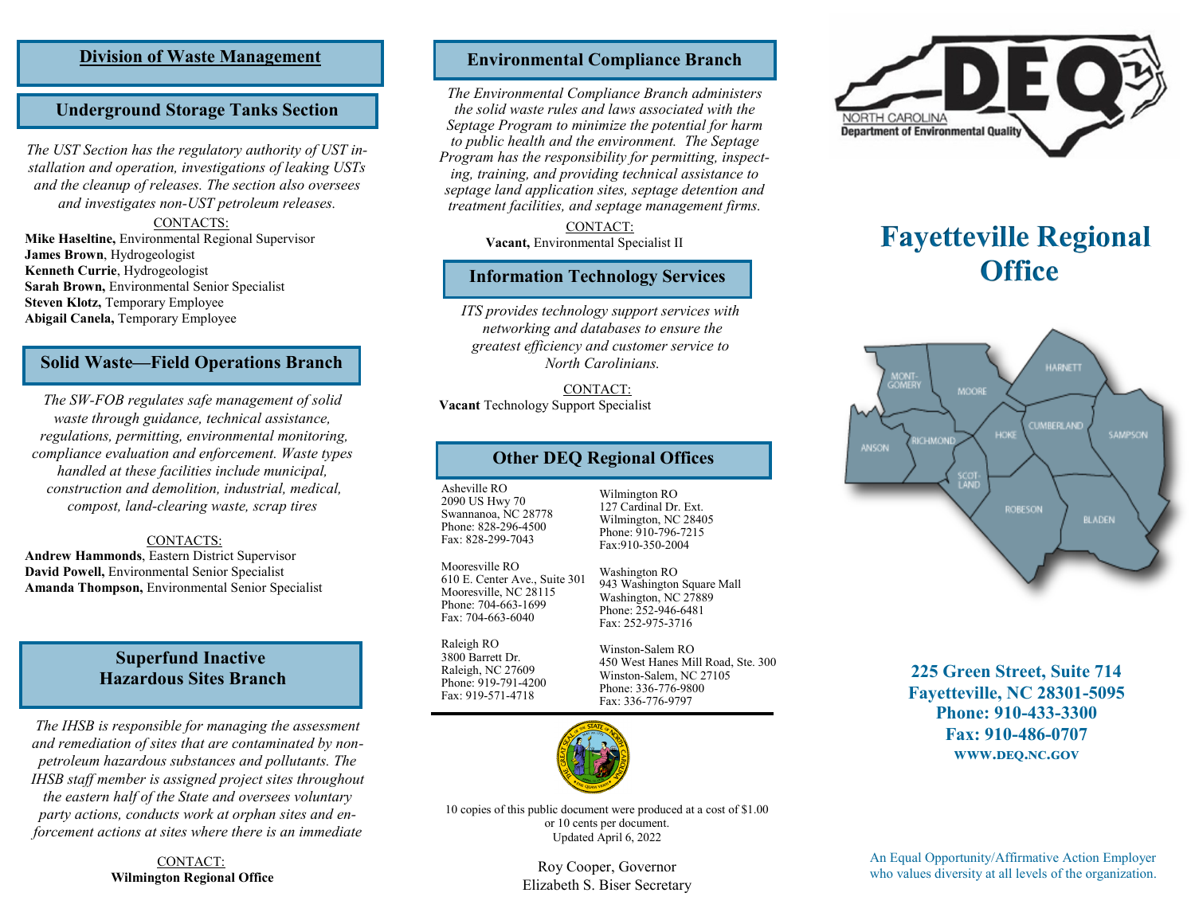## Division of Waste Management

### Underground Storage Tanks Section

*The UST Section has the regulatory authority of UST installation and operation, investigations of leaking USTs and the cleanup of releases. The section also oversees and investigates non-UST petroleum releases.*

CONTACTS:

**Mike Haseltine,** Environmental Regional Supervisor
**James Brown**, Hydrogeologist
**Kenneth Currie**, Hydrogeologist
**Sarah Brown,** Environmental Senior Specialist
**Steven Klotz,** Temporary Employee
**Abigail Canela,** Temporary Employee

### Solid Waste—Field Operations Branch

*The SW-FOB regulates safe management of solid waste through guidance, technical assistance, regulations, permitting, environmental monitoring, compliance evaluation and enforcement. Waste types handled at these facilities include municipal, construction and demolition, industrial, medical, compost, land-clearing waste, scrap tires*

CONTACTS:

**Andrew Hammonds**, Eastern District Supervisor
**David Powell,** Environmental Senior Specialist
**Amanda Thompson,** Environmental Senior Specialist

### Superfund Inactive Hazardous Sites Branch

*The IHSB is responsible for managing the assessment and remediation of sites that are contaminated by non-petroleum hazardous substances and pollutants. The IHSB staff member is assigned project sites throughout the eastern half of the State and oversees voluntary party actions, conducts work at orphan sites and enforcement actions at sites where there is an immediate*

CONTACT:
**Wilmington Regional Office**

### Environmental Compliance Branch

*The Environmental Compliance Branch administers the solid waste rules and laws associated with the Septage Program to minimize the potential for harm to public health and the environment. The Septage Program has the responsibility for permitting, inspecting, training, and providing technical assistance to septage land application sites, septage detention and treatment facilities, and septage management firms.*

CONTACT:
**Vacant,** Environmental Specialist II

### Information Technology Services

*ITS provides technology support services with networking and databases to ensure the greatest efficiency and customer service to North Carolinians.*

CONTACT:
**Vacant** Technology Support Specialist

### Other DEQ Regional Offices

Asheville RO
2090 US Hwy 70
Swannanoa, NC 28778
Phone: 828-296-4500
Fax: 828-299-7043

Mooresville RO
610 E. Center Ave., Suite 301
Mooresville, NC 28115
Phone: 704-663-1699
Fax: 704-663-6040

Raleigh RO
3800 Barrett Dr.
Raleigh, NC 27609
Phone: 919-791-4200
Fax: 919-571-4718

Wilmington RO
127 Cardinal Dr. Ext.
Wilmington, NC 28405
Phone: 910-796-7215
Fax:910-350-2004

Washington RO
943 Washington Square Mall
Washington, NC 27889
Phone: 252-946-6481
Fax: 252-975-3716

Winston-Salem RO
450 West Hanes Mill Road, Ste. 300
Winston-Salem, NC 27105
Phone: 336-776-9800
Fax: 336-776-9797

10 copies of this public document were produced at a cost of $1.00 or 10 cents per document.
Updated April 6, 2022

Roy Cooper, Governor
Elizabeth S. Biser Secretary

NORTH CAROLINA
Department of Environmental Quality

# Fayetteville Regional Office

MONT-GOMERY, MOORE, HARNETT, ANSON, RICHMOND, HOKE, CUMBERLAND, SAMPSON, SCOTLAND, ROBESON, BLADEN

**225 Green Street, Suite 714**
**Fayetteville, NC 28301-5095**
**Phone: 910-433-3300**
**Fax: 910-486-0707**
**WWW.DEQ.NC.GOV**

An Equal Opportunity/Affirmative Action Employer who values diversity at all levels of the organization.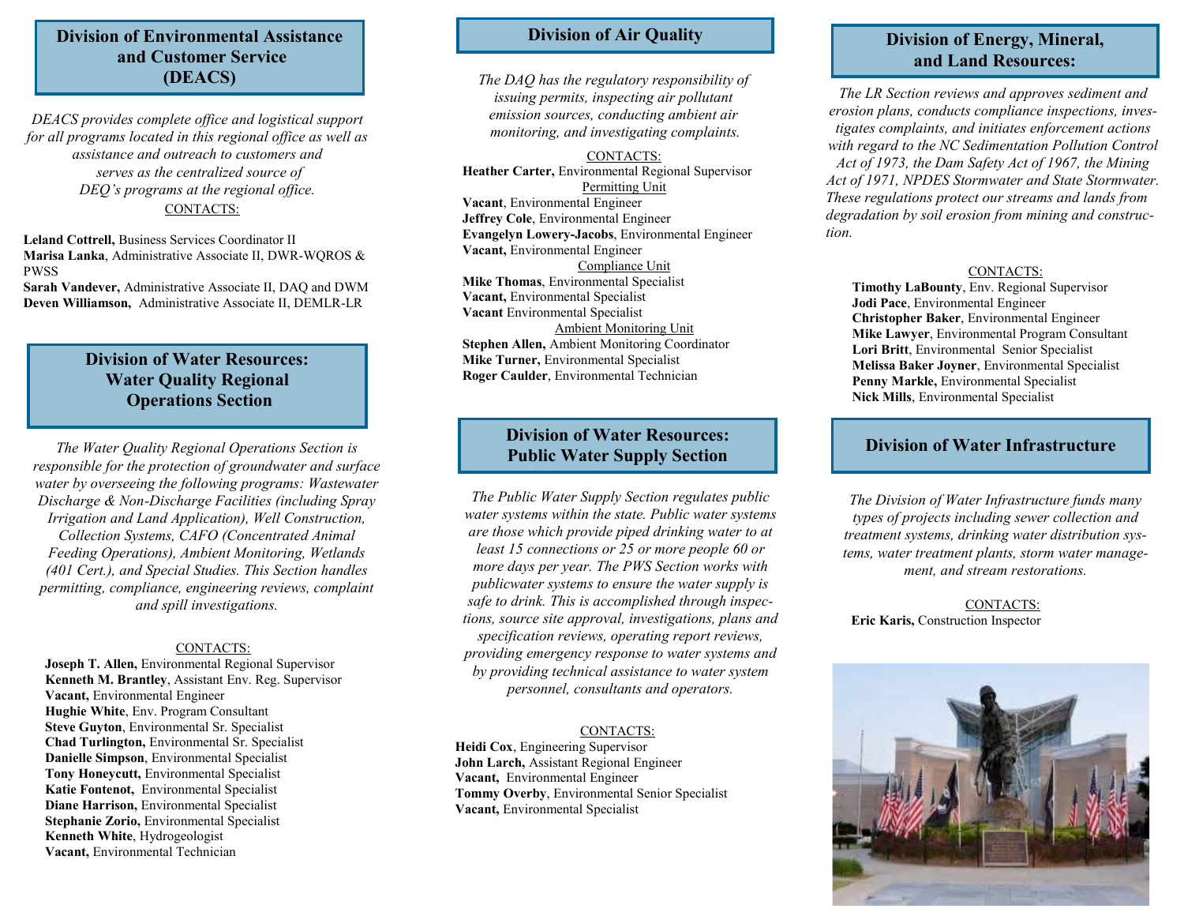## Division of Environmental Assistance and Customer Service (DEACS)

*DEACS provides complete office and logistical support for all programs located in this regional office as well as assistance and outreach to customers and serves as the centralized source of DEQ's programs at the regional office.*

CONTACTS:

**Leland Cottrell,** Business Services Coordinator II
**Marisa Lanka**, Administrative Associate II, DWR-WQROS & PWSS
**Sarah Vandever,** Administrative Associate II, DAQ and DWM
**Deven Williamson,** Administrative Associate II, DEMLR-LR

## Division of Water Resources: Water Quality Regional Operations Section

*The Water Quality Regional Operations Section is responsible for the protection of groundwater and surface water by overseeing the following programs: Wastewater Discharge & Non-Discharge Facilities (including Spray Irrigation and Land Application), Well Construction, Collection Systems, CAFO (Concentrated Animal Feeding Operations), Ambient Monitoring, Wetlands (401 Cert.), and Special Studies. This Section handles permitting, compliance, engineering reviews, complaint and spill investigations.*

CONTACTS:

**Joseph T. Allen,** Environmental Regional Supervisor
**Kenneth M. Brantley**, Assistant Env. Reg. Supervisor
**Vacant,** Environmental Engineer
**Hughie White**, Env. Program Consultant
**Steve Guyton**, Environmental Sr. Specialist
**Chad Turlington,** Environmental Sr. Specialist
**Danielle Simpson**, Environmental Specialist
**Tony Honeycutt,** Environmental Specialist
**Katie Fontenot,** Environmental Specialist
**Diane Harrison,** Environmental Specialist
**Stephanie Zorio,** Environmental Specialist
**Kenneth White**, Hydrogeologist
**Vacant,** Environmental Technician

## Division of Air Quality

*The DAQ has the regulatory responsibility of issuing permits, inspecting air pollutant emission sources, conducting ambient air monitoring, and investigating complaints.*

CONTACTS:

**Heather Carter,** Environmental Regional Supervisor

Permitting Unit

**Vacant**, Environmental Engineer
**Jeffrey Cole**, Environmental Engineer
**Evangelyn Lowery-Jacobs**, Environmental Engineer
**Vacant,** Environmental Engineer

Compliance Unit

**Mike Thomas**, Environmental Specialist
**Vacant,** Environmental Specialist
**Vacant** Environmental Specialist

Ambient Monitoring Unit

**Stephen Allen,** Ambient Monitoring Coordinator
**Mike Turner,** Environmental Specialist
**Roger Caulder**, Environmental Technician

## Division of Water Resources: Public Water Supply Section

*The Public Water Supply Section regulates public water systems within the state. Public water systems are those which provide piped drinking water to at least 15 connections or 25 or more people 60 or more days per year. The PWS Section works with publicwater systems to ensure the water supply is safe to drink. This is accomplished through inspections, source site approval, investigations, plans and specification reviews, operating report reviews, providing emergency response to water systems and by providing technical assistance to water system personnel, consultants and operators.*

CONTACTS:

**Heidi Cox**, Engineering Supervisor
**John Larch,** Assistant Regional Engineer
**Vacant,** Environmental Engineer
**Tommy Overby**, Environmental Senior Specialist
**Vacant,** Environmental Specialist

## Division of Energy, Mineral, and Land Resources:

*The LR Section reviews and approves sediment and erosion plans, conducts compliance inspections, investigates complaints, and initiates enforcement actions with regard to the NC Sedimentation Pollution Control Act of 1973, the Dam Safety Act of 1967, the Mining Act of 1971, NPDES Stormwater and State Stormwater. These regulations protect our streams and lands from degradation by soil erosion from mining and construction.*

CONTACTS:

**Timothy LaBounty**, Env. Regional Supervisor
**Jodi Pace**, Environmental Engineer
**Christopher Baker**, Environmental Engineer
**Mike Lawyer**, Environmental Program Consultant
**Lori Britt**, Environmental Senior Specialist
**Melissa Baker Joyner**, Environmental Specialist
**Penny Markle,** Environmental Specialist
**Nick Mills**, Environmental Specialist

## Division of Water Infrastructure

*The Division of Water Infrastructure funds many types of projects including sewer collection and treatment systems, drinking water distribution systems, water treatment plants, storm water management, and stream restorations.*

CONTACTS:

**Eric Karis,** Construction Inspector